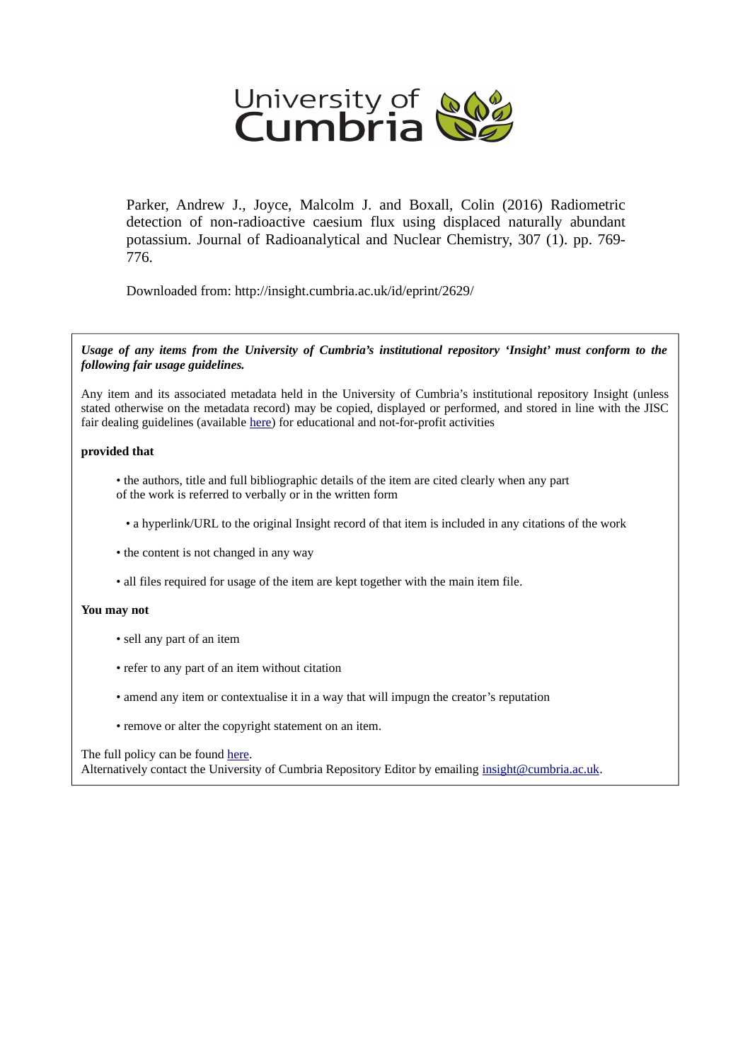University of Cumbria

Parker, Andrew J., Joyce, Malcolm J. and Boxall, Colin (2016) Radiometric detection of non-radioactive caesium flux using displaced naturally abundant potassium. Journal of Radioanalytical and Nuclear Chemistry, 307 (1). pp. 769-776.

Downloaded from: http://insight.cumbria.ac.uk/id/eprint/2629/

***Usage of any items from the University of Cumbria's institutional repository 'Insight' must conform to the following fair usage guidelines.***

Any item and its associated metadata held in the University of Cumbria's institutional repository Insight (unless stated otherwise on the metadata record) may be copied, displayed or performed, and stored in line with the JISC fair dealing guidelines (available here) for educational and not-for-profit activities

**provided that**

- the authors, title and full bibliographic details of the item are cited clearly when any part of the work is referred to verbally or in the written form
- a hyperlink/URL to the original Insight record of that item is included in any citations of the work
- the content is not changed in any way
- all files required for usage of the item are kept together with the main item file.

**You may not**

- sell any part of an item
- refer to any part of an item without citation
- amend any item or contextualise it in a way that will impugn the creator's reputation
- remove or alter the copyright statement on an item.

The full policy can be found here.
Alternatively contact the University of Cumbria Repository Editor by emailing insight@cumbria.ac.uk.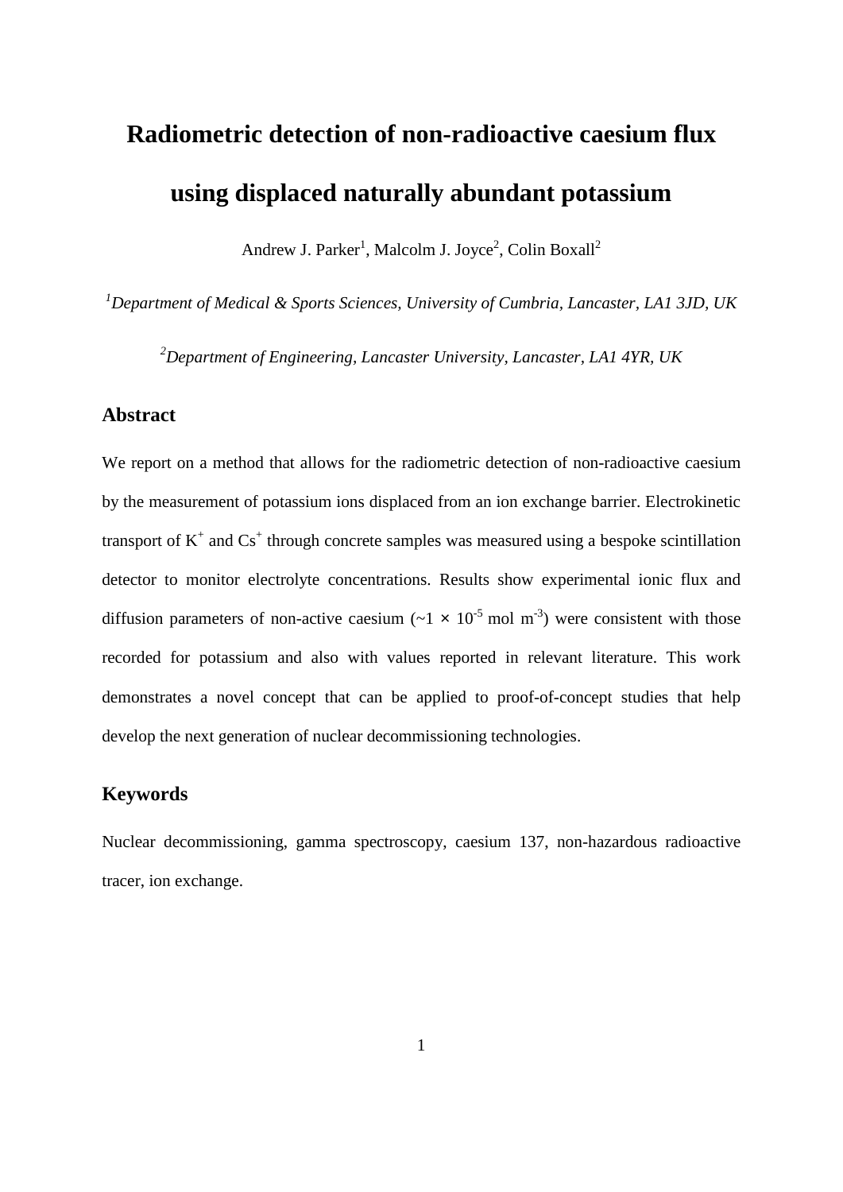# Radiometric detection of non-radioactive caesium flux using displaced naturally abundant potassium

Andrew J. Parker[1], Malcolm J. Joyce[2], Colin Boxall[2]

[1]*Department of Medical & Sports Sciences, University of Cumbria, Lancaster, LA1 3JD, UK*

[2]*Department of Engineering, Lancaster University, Lancaster, LA1 4YR, UK*

## Abstract

We report on a method that allows for the radiometric detection of non-radioactive caesium by the measurement of potassium ions displaced from an ion exchange barrier. Electrokinetic transport of $K^+$ and $Cs^+$ through concrete samples was measured using a bespoke scintillation detector to monitor electrolyte concentrations. Results show experimental ionic flux and diffusion parameters of non-active caesium ($\sim 1 \times 10^{-5}$ mol m$^{-3}$) were consistent with those recorded for potassium and also with values reported in relevant literature. This work demonstrates a novel concept that can be applied to proof-of-concept studies that help develop the next generation of nuclear decommissioning technologies.

## Keywords

Nuclear decommissioning, gamma spectroscopy, caesium 137, non-hazardous radioactive tracer, ion exchange.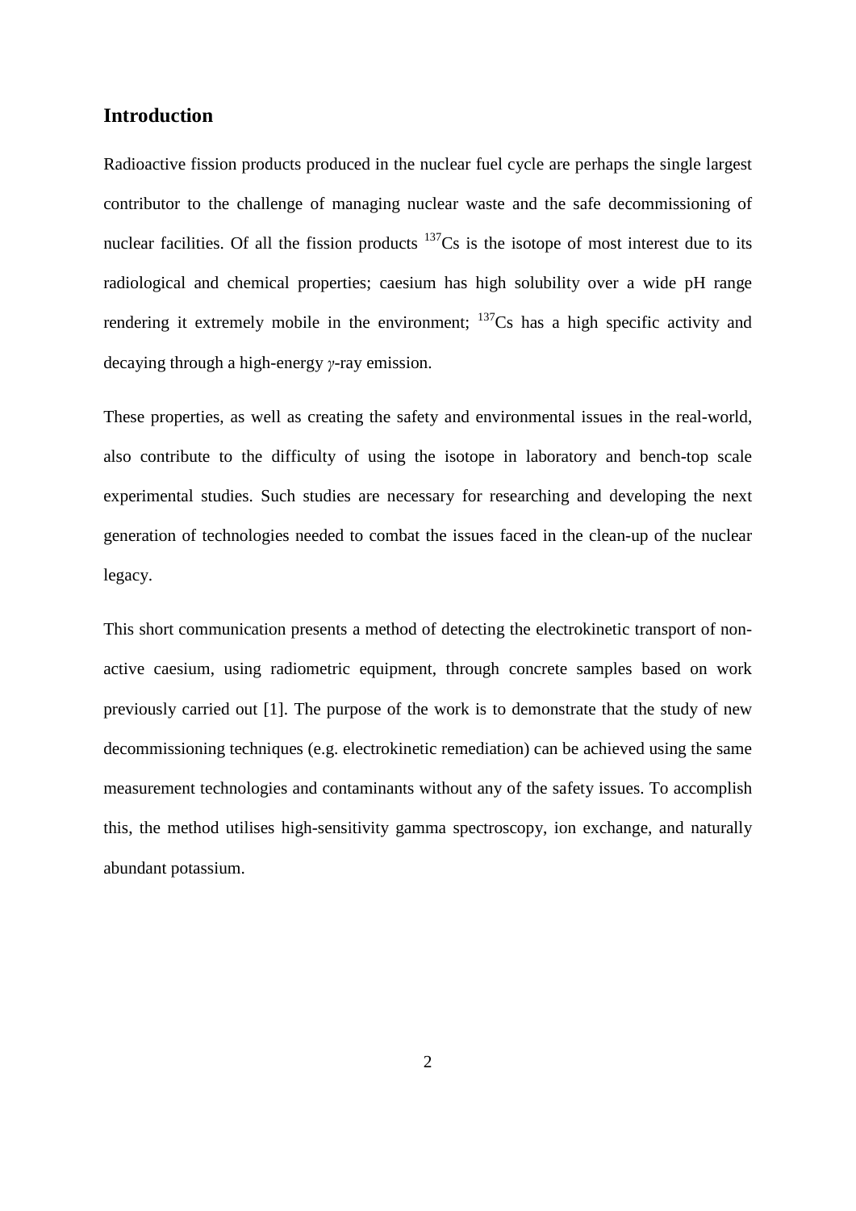## Introduction

Radioactive fission products produced in the nuclear fuel cycle are perhaps the single largest contributor to the challenge of managing nuclear waste and the safe decommissioning of nuclear facilities. Of all the fission products $^{137}$Cs is the isotope of most interest due to its radiological and chemical properties; caesium has high solubility over a wide pH range rendering it extremely mobile in the environment; $^{137}$Cs has a high specific activity and decaying through a high-energy $\gamma$-ray emission.

These properties, as well as creating the safety and environmental issues in the real-world, also contribute to the difficulty of using the isotope in laboratory and bench-top scale experimental studies. Such studies are necessary for researching and developing the next generation of technologies needed to combat the issues faced in the clean-up of the nuclear legacy.

This short communication presents a method of detecting the electrokinetic transport of non-active caesium, using radiometric equipment, through concrete samples based on work previously carried out [1]. The purpose of the work is to demonstrate that the study of new decommissioning techniques (e.g. electrokinetic remediation) can be achieved using the same measurement technologies and contaminants without any of the safety issues. To accomplish this, the method utilises high-sensitivity gamma spectroscopy, ion exchange, and naturally abundant potassium.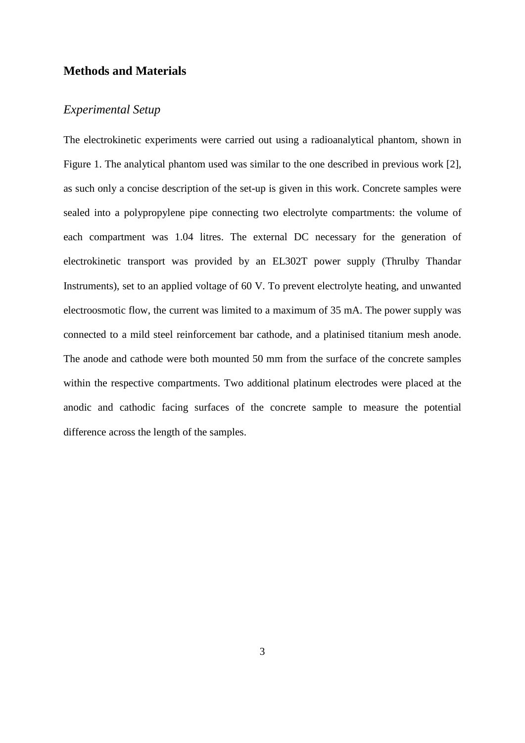## Methods and Materials

### *Experimental Setup*

The electrokinetic experiments were carried out using a radioanalytical phantom, shown in Figure 1. The analytical phantom used was similar to the one described in previous work [2], as such only a concise description of the set-up is given in this work. Concrete samples were sealed into a polypropylene pipe connecting two electrolyte compartments: the volume of each compartment was 1.04 litres. The external DC necessary for the generation of electrokinetic transport was provided by an EL302T power supply (Thrulby Thandar Instruments), set to an applied voltage of 60 V. To prevent electrolyte heating, and unwanted electroosmotic flow, the current was limited to a maximum of 35 mA. The power supply was connected to a mild steel reinforcement bar cathode, and a platinised titanium mesh anode. The anode and cathode were both mounted 50 mm from the surface of the concrete samples within the respective compartments. Two additional platinum electrodes were placed at the anodic and cathodic facing surfaces of the concrete sample to measure the potential difference across the length of the samples.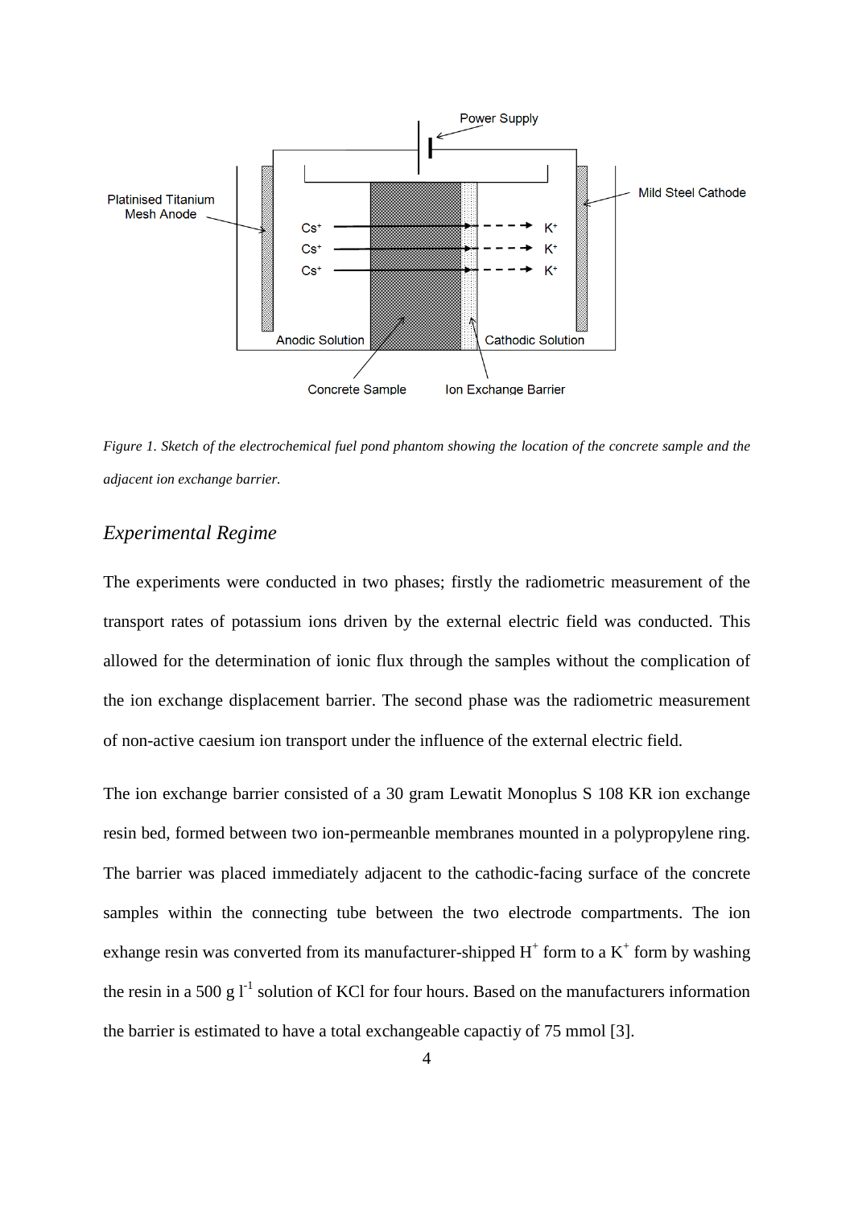*Figure 1. Sketch of the electrochemical fuel pond phantom showing the location of the concrete sample and the adjacent ion exchange barrier.*

## *Experimental Regime*

The experiments were conducted in two phases; firstly the radiometric measurement of the transport rates of potassium ions driven by the external electric field was conducted. This allowed for the determination of ionic flux through the samples without the complication of the ion exchange displacement barrier. The second phase was the radiometric measurement of non-active caesium ion transport under the influence of the external electric field.

The ion exchange barrier consisted of a 30 gram Lewatit Monoplus S 108 KR ion exchange resin bed, formed between two ion-permeanble membranes mounted in a polypropylene ring. The barrier was placed immediately adjacent to the cathodic-facing surface of the concrete samples within the connecting tube between the two electrode compartments. The ion exhange resin was converted from its manufacturer-shipped $H^+$ form to a $K^+$ form by washing the resin in a 500 g $l^{-1}$ solution of KCl for four hours. Based on the manufacturers information the barrier is estimated to have a total exchangeable capactiy of 75 mmol [3].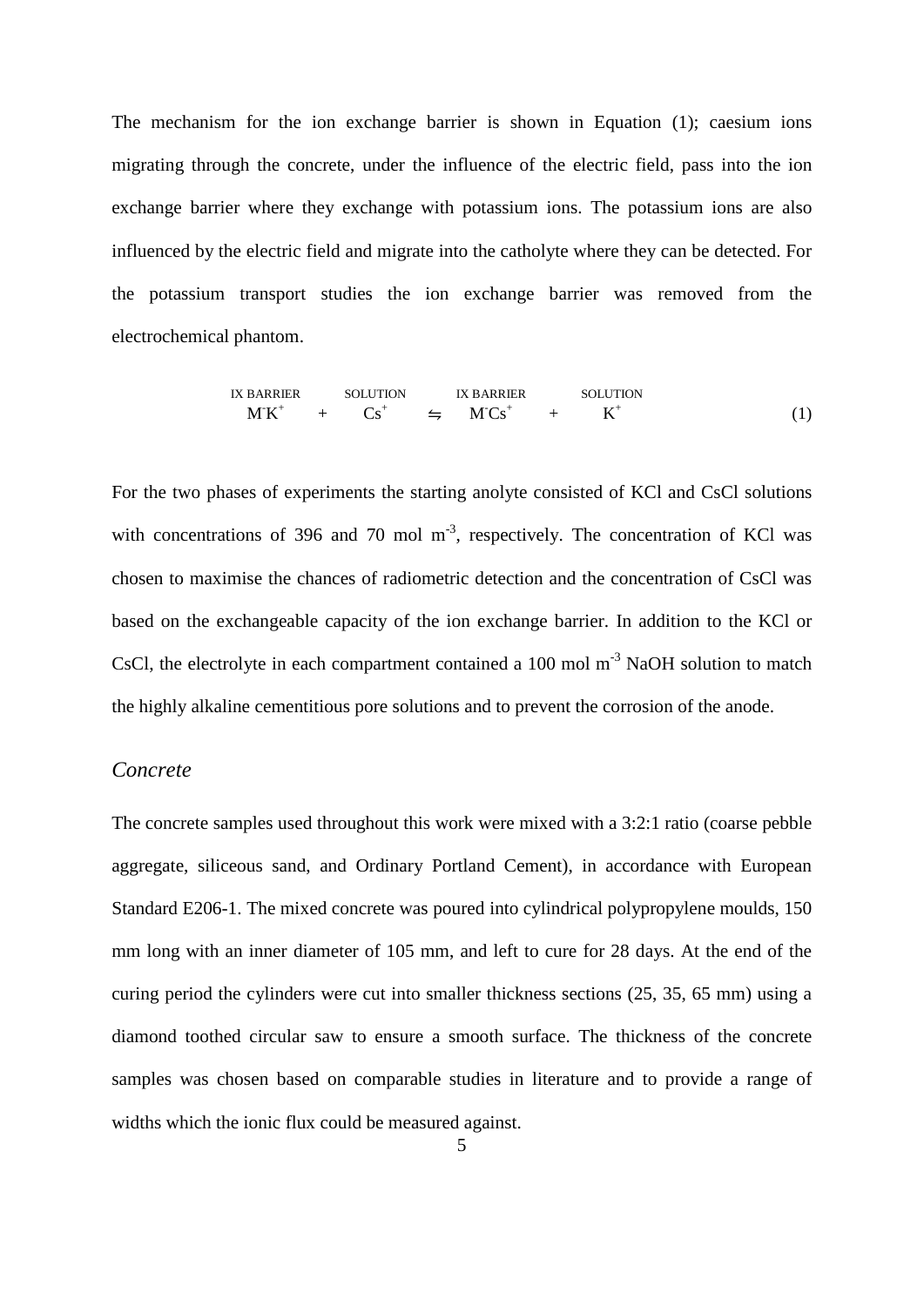The mechanism for the ion exchange barrier is shown in Equation (1); caesium ions migrating through the concrete, under the influence of the electric field, pass into the ion exchange barrier where they exchange with potassium ions. The potassium ions are also influenced by the electric field and migrate into the catholyte where they can be detected. For the potassium transport studies the ion exchange barrier was removed from the electrochemical phantom.

$$\underset{\text{IX BARRIER}}{M^{-}K^{+}} + \underset{\text{SOLUTION}}{Cs^{+}} \leftrightharpoons \underset{\text{IX BARRIER}}{M^{-}Cs^{+}} + \underset{\text{SOLUTION}}{K^{+}} \tag{1}$$

For the two phases of experiments the starting anolyte consisted of KCl and CsCl solutions with concentrations of 396 and 70 mol $m^{-3}$, respectively. The concentration of KCl was chosen to maximise the chances of radiometric detection and the concentration of CsCl was based on the exchangeable capacity of the ion exchange barrier. In addition to the KCl or CsCl, the electrolyte in each compartment contained a 100 mol $m^{-3}$ NaOH solution to match the highly alkaline cementitious pore solutions and to prevent the corrosion of the anode.

## *Concrete*

The concrete samples used throughout this work were mixed with a 3:2:1 ratio (coarse pebble aggregate, siliceous sand, and Ordinary Portland Cement), in accordance with European Standard E206-1. The mixed concrete was poured into cylindrical polypropylene moulds, 150 mm long with an inner diameter of 105 mm, and left to cure for 28 days. At the end of the curing period the cylinders were cut into smaller thickness sections (25, 35, 65 mm) using a diamond toothed circular saw to ensure a smooth surface. The thickness of the concrete samples was chosen based on comparable studies in literature and to provide a range of widths which the ionic flux could be measured against.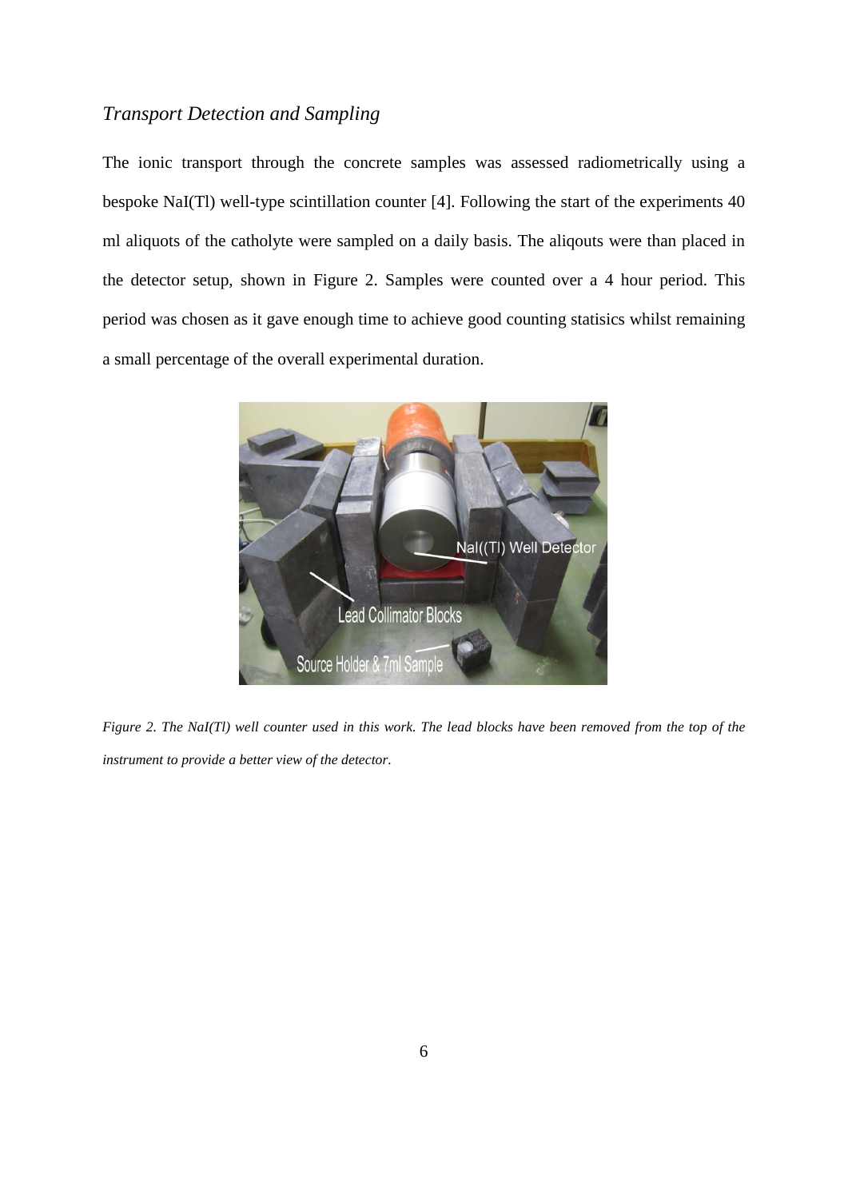### *Transport Detection and Sampling*

The ionic transport through the concrete samples was assessed radiometrically using a bespoke NaI(Tl) well-type scintillation counter [4]. Following the start of the experiments 40 ml aliquots of the catholyte were sampled on a daily basis. The aliqouts were than placed in the detector setup, shown in Figure 2. Samples were counted over a 4 hour period. This period was chosen as it gave enough time to achieve good counting statisics whilst remaining a small percentage of the overall experimental duration.

*Figure 2. The NaI(Tl) well counter used in this work. The lead blocks have been removed from the top of the instrument to provide a better view of the detector.*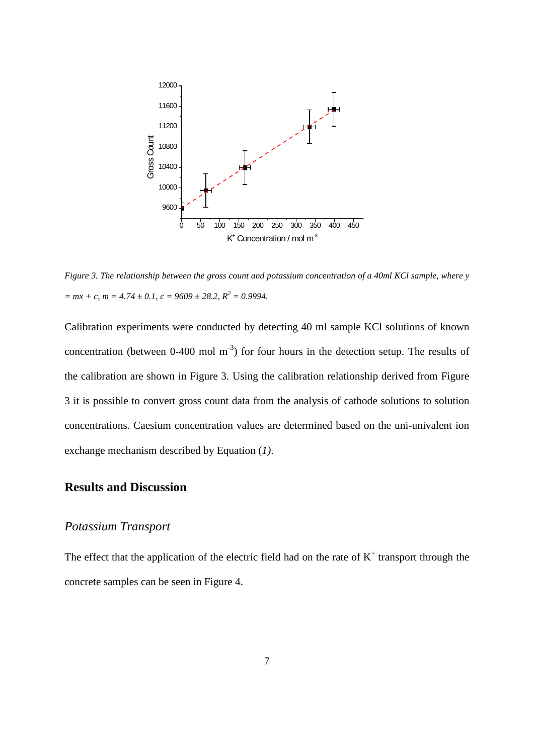*Figure 3. The relationship between the gross count and potassium concentration of a 40ml KCl sample, where $y = mx + c$, $m = 4.74 \pm 0.1$, $c = 9609 \pm 28.2$, $R^2 = 0.9994$.*

Calibration experiments were conducted by detecting 40 ml sample KCl solutions of known concentration (between 0-400 mol $m^{-3}$) for four hours in the detection setup. The results of the calibration are shown in Figure 3. Using the calibration relationship derived from Figure 3 it is possible to convert gross count data from the analysis of cathode solutions to solution concentrations. Caesium concentration values are determined based on the uni-univalent ion exchange mechanism described by Equation (*1*).

## Results and Discussion

### *Potassium Transport*

The effect that the application of the electric field had on the rate of $K^+$ transport through the concrete samples can be seen in Figure 4.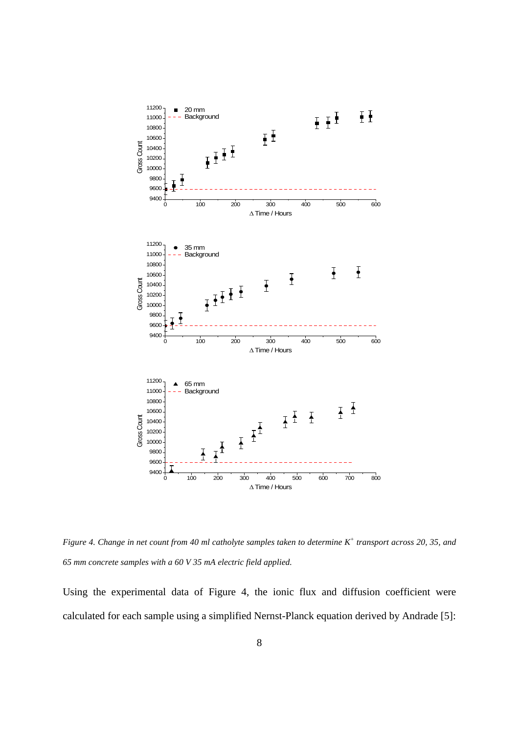*Figure 4. Change in net count from 40 ml catholyte samples taken to determine $K^+$ transport across 20, 35, and 65 mm concrete samples with a 60 V 35 mA electric field applied.*

Using the experimental data of Figure 4, the ionic flux and diffusion coefficient were calculated for each sample using a simplified Nernst-Planck equation derived by Andrade [5]: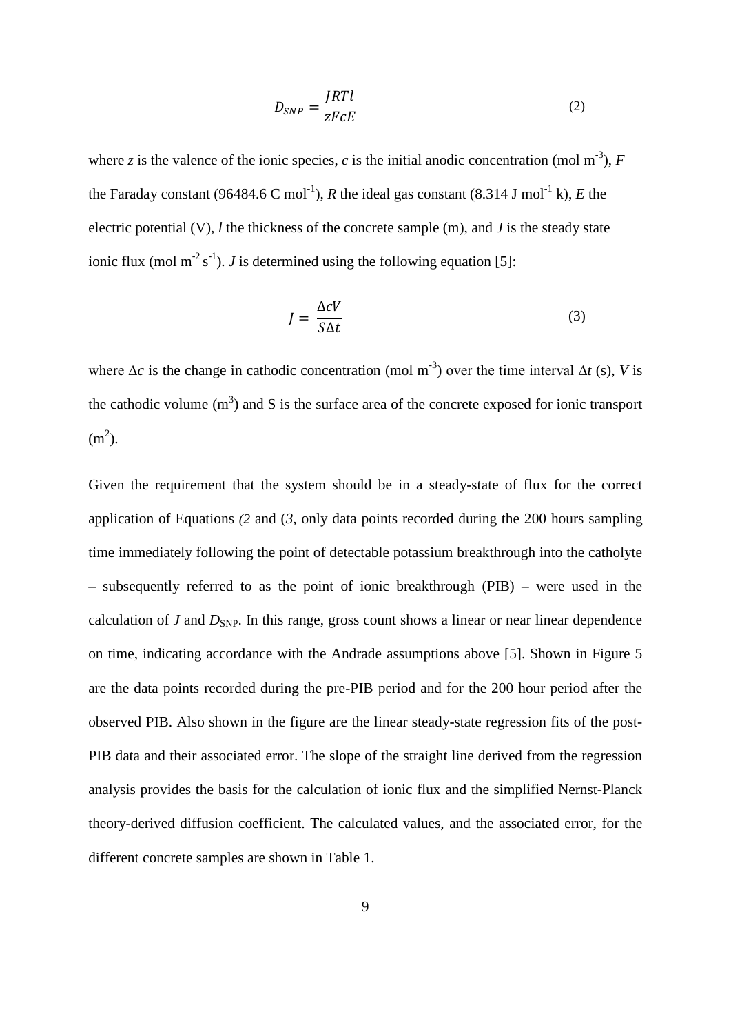$$D_{SNP} = \frac{JRTl}{zFcE} \tag{2}$$

where $z$ is the valence of the ionic species, $c$ is the initial anodic concentration (mol $m^{-3}$), $F$ the Faraday constant (96484.6 C $mol^{-1}$), $R$ the ideal gas constant (8.314 J $mol^{-1}$ k), $E$ the electric potential (V), $l$ the thickness of the concrete sample (m), and $J$ is the steady state ionic flux (mol $m^{-2}$ $s^{-1}$). $J$ is determined using the following equation [5]:

$$J = \frac{\Delta cV}{S\Delta t} \tag{3}$$

where $\Delta c$ is the change in cathodic concentration (mol $m^{-3}$) over the time interval $\Delta t$ (s), $V$ is the cathodic volume ($m^3$) and S is the surface area of the concrete exposed for ionic transport ($m^2$).

Given the requirement that the system should be in a steady-state of flux for the correct application of Equations *(2* and (*3*, only data points recorded during the 200 hours sampling time immediately following the point of detectable potassium breakthrough into the catholyte – subsequently referred to as the point of ionic breakthrough (PIB) – were used in the calculation of $J$ and $D_{SNP}$. In this range, gross count shows a linear or near linear dependence on time, indicating accordance with the Andrade assumptions above [5]. Shown in Figure 5 are the data points recorded during the pre-PIB period and for the 200 hour period after the observed PIB. Also shown in the figure are the linear steady-state regression fits of the post-PIB data and their associated error. The slope of the straight line derived from the regression analysis provides the basis for the calculation of ionic flux and the simplified Nernst-Planck theory-derived diffusion coefficient. The calculated values, and the associated error, for the different concrete samples are shown in Table 1.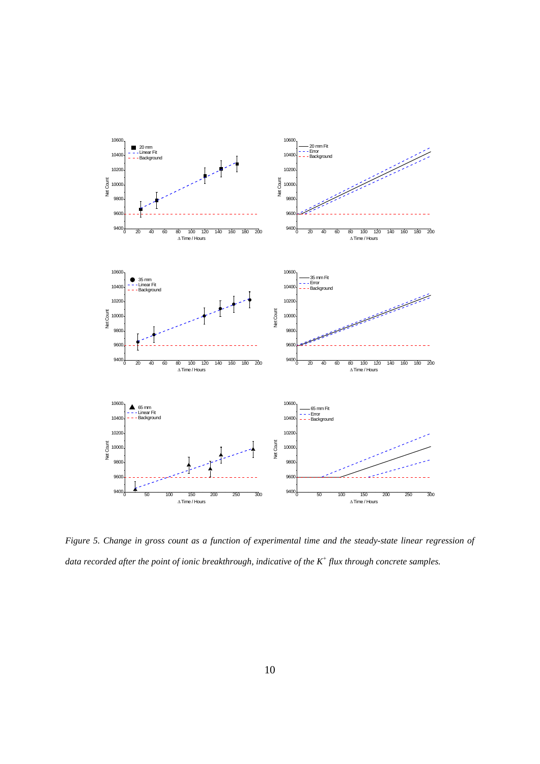*Figure 5. Change in gross count as a function of experimental time and the steady-state linear regression of data recorded after the point of ionic breakthrough, indicative of the $K^+$ flux through concrete samples.*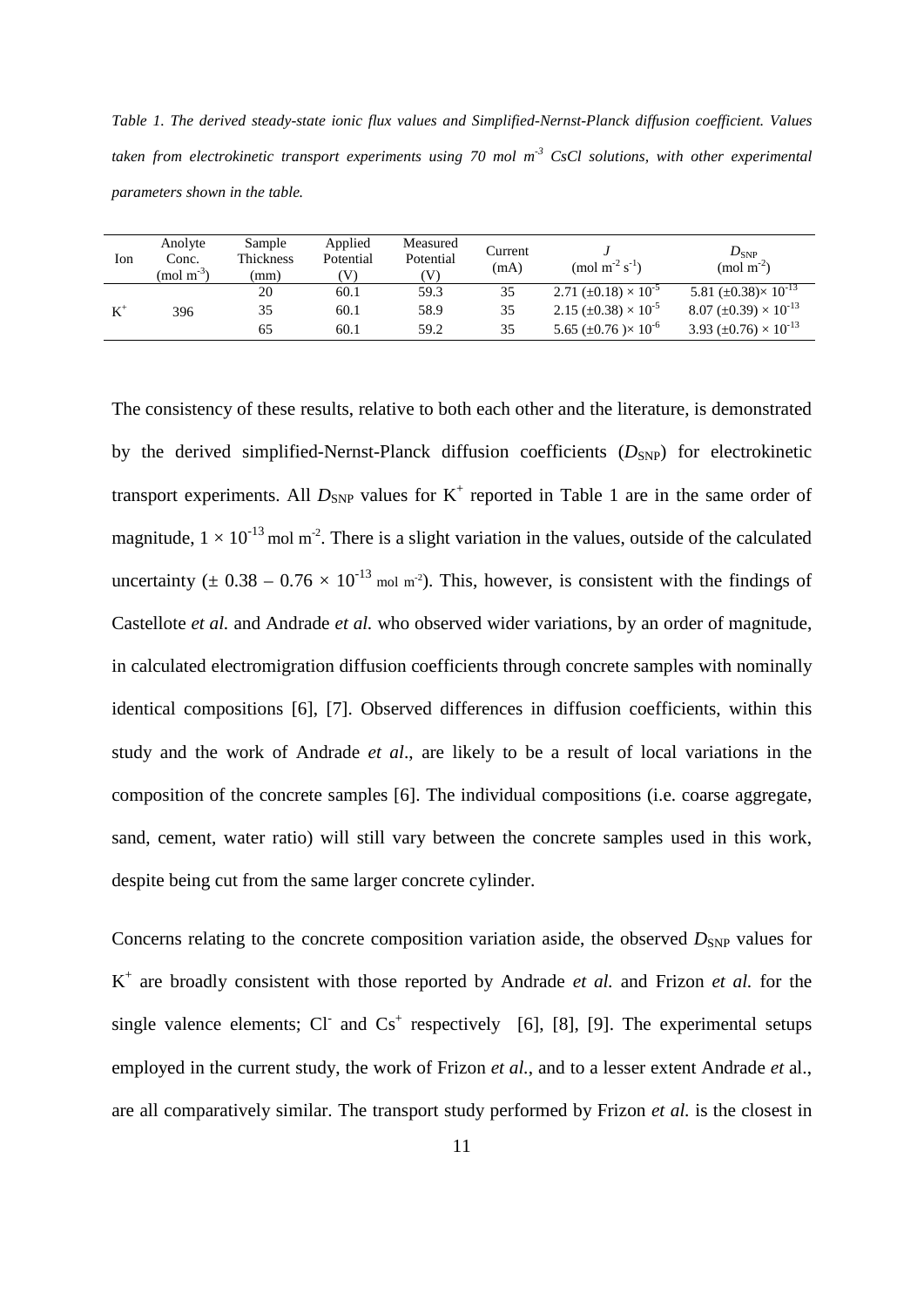*Table 1. The derived steady-state ionic flux values and Simplified-Nernst-Planck diffusion coefficient. Values taken from electrokinetic transport experiments using 70 mol m$^{-3}$ CsCl solutions, with other experimental parameters shown in the table.*

| Ion | Anolyte Conc. (mol m$^{-3}$) | Sample Thickness (mm) | Applied Potential (V) | Measured Potential (V) | Current (mA) | $J$ (mol m$^{-2}$ s$^{-1}$) | $D_{SNP}$ (mol m$^{-2}$) |
|---|---|---|---|---|---|---|---|
| | | 20 | 60.1 | 59.3 | 35 | 2.71 (±0.18) × $10^{-5}$ | 5.81 (±0.38)× $10^{-13}$ |
| $K^+$ | 396 | 35 | 60.1 | 58.9 | 35 | 2.15 (±0.38) × $10^{-5}$ | 8.07 (±0.39) × $10^{-13}$ |
| | | 65 | 60.1 | 59.2 | 35 | 5.65 (±0.76 )× $10^{-6}$ | 3.93 (±0.76) × $10^{-13}$ |

The consistency of these results, relative to both each other and the literature, is demonstrated by the derived simplified-Nernst-Planck diffusion coefficients ($D_{SNP}$) for electrokinetic transport experiments. All $D_{SNP}$ values for $K^+$ reported in Table 1 are in the same order of magnitude, $1 \times 10^{-13}$ mol m$^{-2}$. There is a slight variation in the values, outside of the calculated uncertainty ($\pm$ 0.38 – 0.76 × $10^{-13}$ mol m$^{-2}$). This, however, is consistent with the findings of Castellote *et al.* and Andrade *et al.* who observed wider variations, by an order of magnitude, in calculated electromigration diffusion coefficients through concrete samples with nominally identical compositions [6], [7]. Observed differences in diffusion coefficients, within this study and the work of Andrade *et al*., are likely to be a result of local variations in the composition of the concrete samples [6]. The individual compositions (i.e. coarse aggregate, sand, cement, water ratio) will still vary between the concrete samples used in this work, despite being cut from the same larger concrete cylinder.

Concerns relating to the concrete composition variation aside, the observed $D_{SNP}$ values for $K^+$ are broadly consistent with those reported by Andrade *et al.* and Frizon *et al.* for the single valence elements; $Cl^-$ and $Cs^+$ respectively [6], [8], [9]. The experimental setups employed in the current study, the work of Frizon *et al.*, and to a lesser extent Andrade *et* al., are all comparatively similar. The transport study performed by Frizon *et al.* is the closest in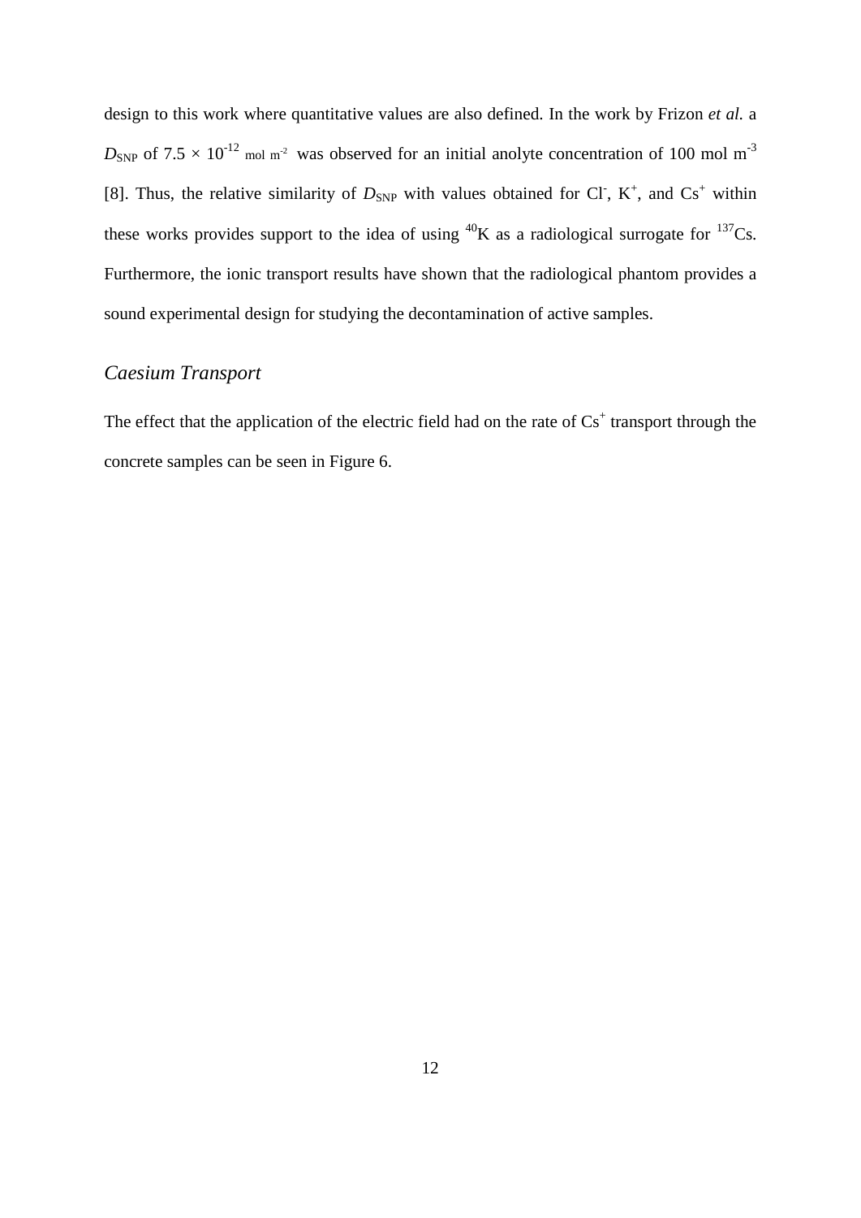design to this work where quantitative values are also defined. In the work by Frizon *et al.* a $D_{SNP}$ of $7.5 \times 10^{-12}$ mol m$^{-2}$ was observed for an initial anolyte concentration of 100 mol m$^{-3}$ [8]. Thus, the relative similarity of $D_{SNP}$ with values obtained for $Cl^-$, $K^+$, and $Cs^+$ within these works provides support to the idea of using $^{40}K$ as a radiological surrogate for $^{137}Cs$. Furthermore, the ionic transport results have shown that the radiological phantom provides a sound experimental design for studying the decontamination of active samples.

### *Caesium Transport*

The effect that the application of the electric field had on the rate of $Cs^+$ transport through the concrete samples can be seen in Figure 6.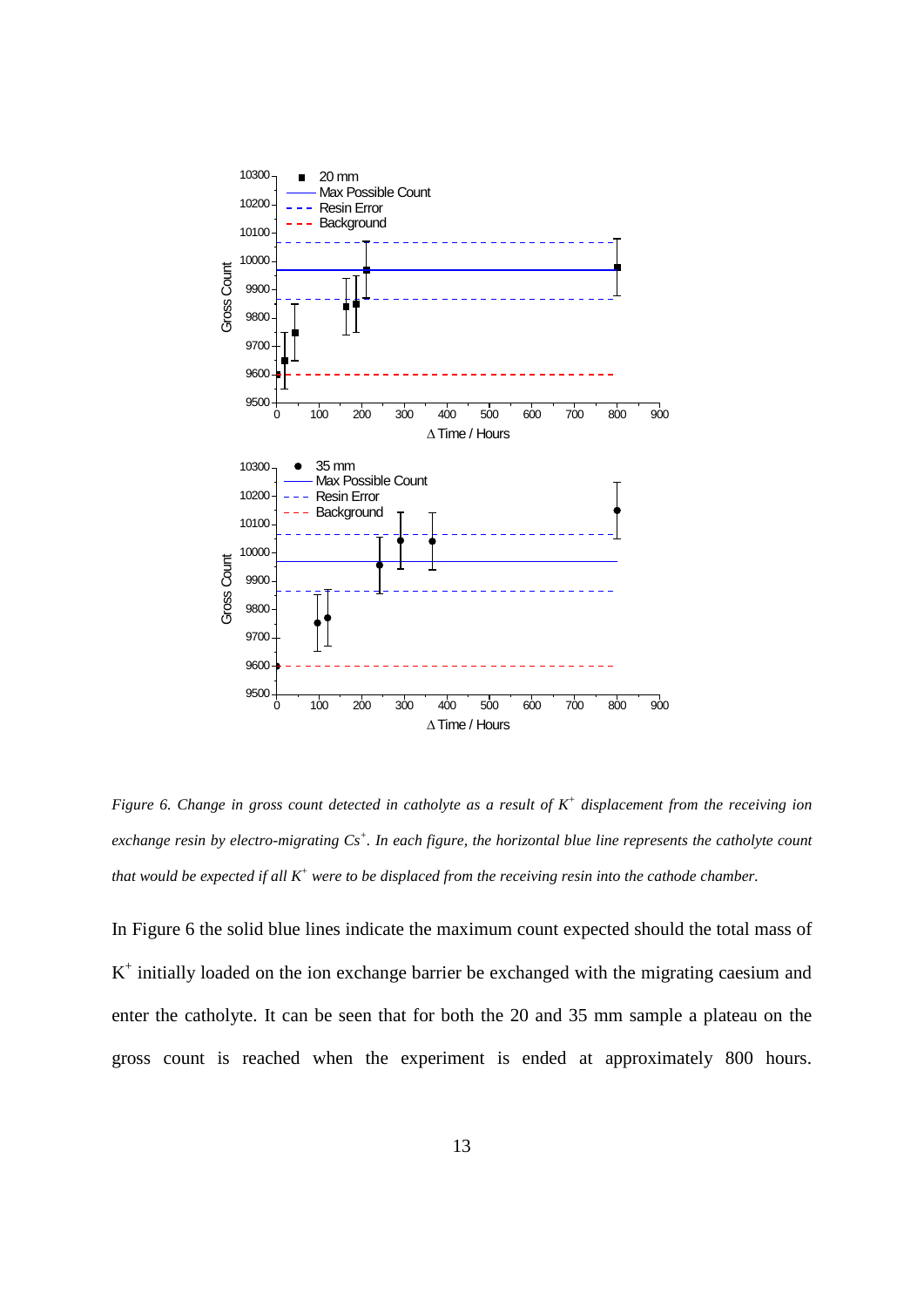*Figure 6. Change in gross count detected in catholyte as a result of $K^+$ displacement from the receiving ion exchange resin by electro-migrating $Cs^+$. In each figure, the horizontal blue line represents the catholyte count that would be expected if all $K^+$ were to be displaced from the receiving resin into the cathode chamber.*

In Figure 6 the solid blue lines indicate the maximum count expected should the total mass of $K^+$ initially loaded on the ion exchange barrier be exchanged with the migrating caesium and enter the catholyte. It can be seen that for both the 20 and 35 mm sample a plateau on the gross count is reached when the experiment is ended at approximately 800 hours.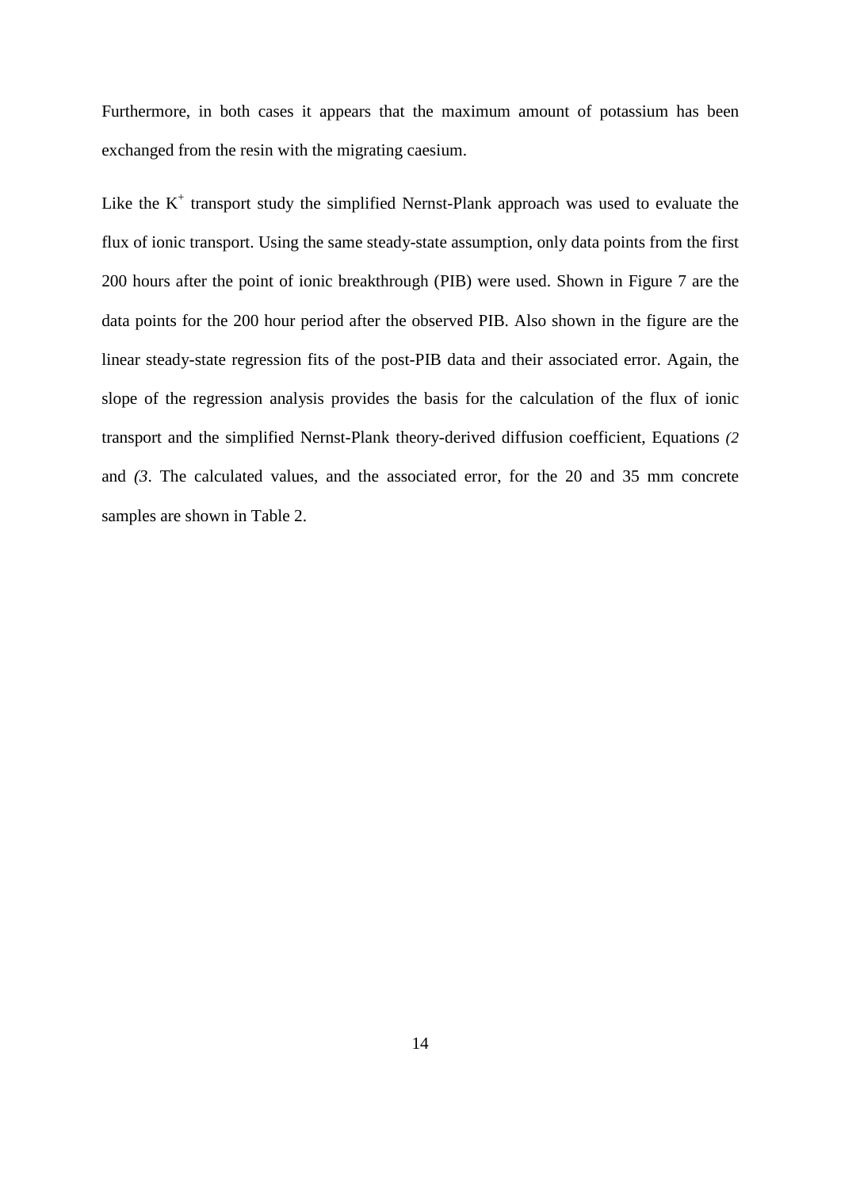Furthermore, in both cases it appears that the maximum amount of potassium has been exchanged from the resin with the migrating caesium.

Like the $K^+$ transport study the simplified Nernst-Plank approach was used to evaluate the flux of ionic transport. Using the same steady-state assumption, only data points from the first 200 hours after the point of ionic breakthrough (PIB) were used. Shown in Figure 7 are the data points for the 200 hour period after the observed PIB. Also shown in the figure are the linear steady-state regression fits of the post-PIB data and their associated error. Again, the slope of the regression analysis provides the basis for the calculation of the flux of ionic transport and the simplified Nernst-Plank theory-derived diffusion coefficient, Equations *(2* and *(3*. The calculated values, and the associated error, for the 20 and 35 mm concrete samples are shown in Table 2.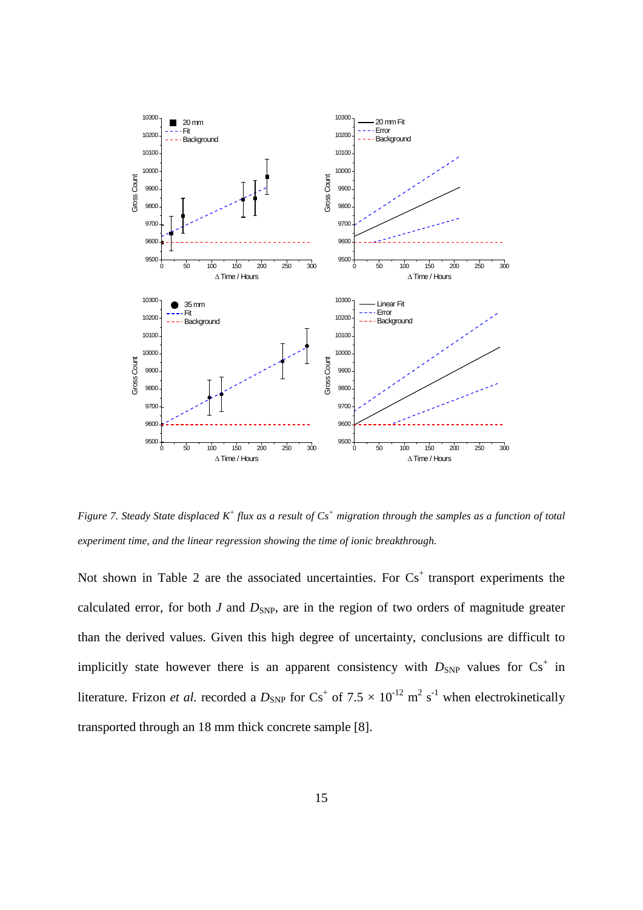*Figure 7. Steady State displaced $K^+$ flux as a result of $Cs^+$ migration through the samples as a function of total experiment time, and the linear regression showing the time of ionic breakthrough.*

Not shown in Table 2 are the associated uncertainties. For $Cs^+$ transport experiments the calculated error, for both $J$ and $D_{SNP}$, are in the region of two orders of magnitude greater than the derived values. Given this high degree of uncertainty, conclusions are difficult to implicitly state however there is an apparent consistency with $D_{SNP}$ values for $Cs^+$ in literature. Frizon *et al.* recorded a $D_{SNP}$ for $Cs^+$ of $7.5 \times 10^{-12}$ $m^2$ $s^{-1}$ when electrokinetically transported through an 18 mm thick concrete sample [8].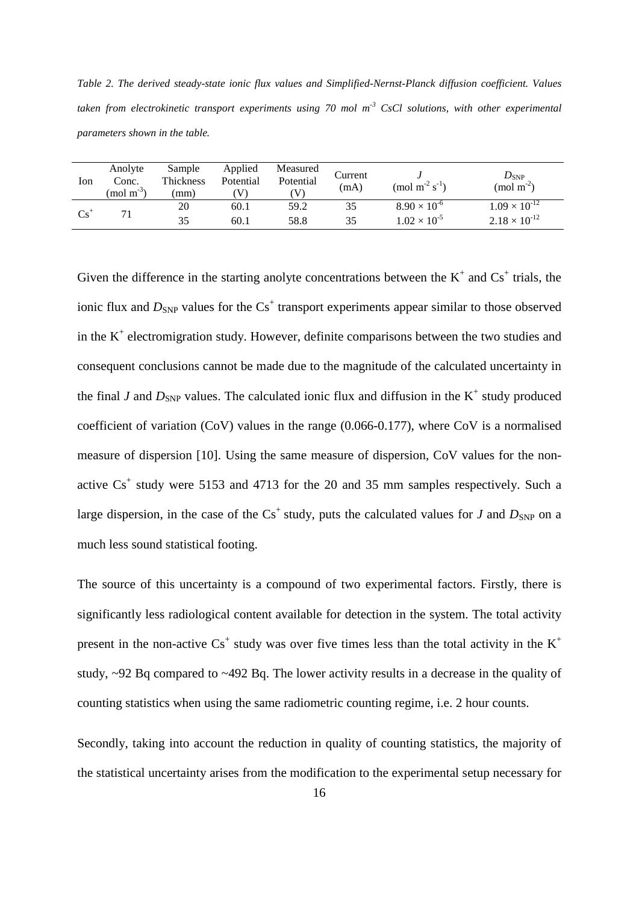*Table 2. The derived steady-state ionic flux values and Simplified-Nernst-Planck diffusion coefficient. Values taken from electrokinetic transport experiments using 70 mol m$^{-3}$ CsCl solutions, with other experimental parameters shown in the table.*

| Ion | Anolyte Conc. (mol m$^{-3}$) | Sample Thickness (mm) | Applied Potential (V) | Measured Potential (V) | Current (mA) | $J$ (mol m$^{-2}$ s$^{-1}$) | $D_{SNP}$ (mol m$^{-2}$) |
|---|---|---|---|---|---|---|---|
| $Cs^+$ | 71 | 20 | 60.1 | 59.2 | 35 | $8.90 \times 10^{-6}$ | $1.09 \times 10^{-12}$ |
| | | 35 | 60.1 | 58.8 | 35 | $1.02 \times 10^{-5}$ | $2.18 \times 10^{-12}$ |

Given the difference in the starting anolyte concentrations between the $K^+$ and $Cs^+$ trials, the ionic flux and $D_{SNP}$ values for the $Cs^+$ transport experiments appear similar to those observed in the $K^+$ electromigration study. However, definite comparisons between the two studies and consequent conclusions cannot be made due to the magnitude of the calculated uncertainty in the final $J$ and $D_{SNP}$ values. The calculated ionic flux and diffusion in the $K^+$ study produced coefficient of variation (CoV) values in the range (0.066-0.177), where CoV is a normalised measure of dispersion [10]. Using the same measure of dispersion, CoV values for the non-active $Cs^+$ study were 5153 and 4713 for the 20 and 35 mm samples respectively. Such a large dispersion, in the case of the $Cs^+$ study, puts the calculated values for $J$ and $D_{SNP}$ on a much less sound statistical footing.

The source of this uncertainty is a compound of two experimental factors. Firstly, there is significantly less radiological content available for detection in the system. The total activity present in the non-active $Cs^+$ study was over five times less than the total activity in the $K^+$ study, ~92 Bq compared to ~492 Bq. The lower activity results in a decrease in the quality of counting statistics when using the same radiometric counting regime, i.e. 2 hour counts.

Secondly, taking into account the reduction in quality of counting statistics, the majority of the statistical uncertainty arises from the modification to the experimental setup necessary for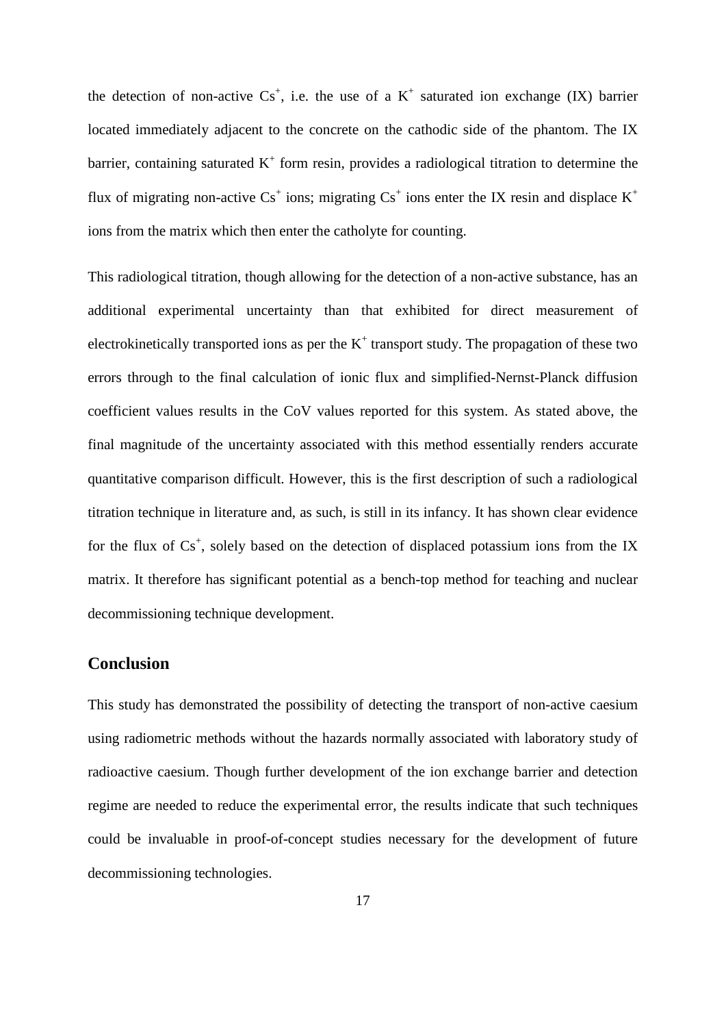the detection of non-active $Cs^+$, i.e. the use of a $K^+$ saturated ion exchange (IX) barrier located immediately adjacent to the concrete on the cathodic side of the phantom. The IX barrier, containing saturated $K^+$ form resin, provides a radiological titration to determine the flux of migrating non-active $Cs^+$ ions; migrating $Cs^+$ ions enter the IX resin and displace $K^+$ ions from the matrix which then enter the catholyte for counting.

This radiological titration, though allowing for the detection of a non-active substance, has an additional experimental uncertainty than that exhibited for direct measurement of electrokinetically transported ions as per the $K^+$ transport study. The propagation of these two errors through to the final calculation of ionic flux and simplified-Nernst-Planck diffusion coefficient values results in the CoV values reported for this system. As stated above, the final magnitude of the uncertainty associated with this method essentially renders accurate quantitative comparison difficult. However, this is the first description of such a radiological titration technique in literature and, as such, is still in its infancy. It has shown clear evidence for the flux of $Cs^+$, solely based on the detection of displaced potassium ions from the IX matrix. It therefore has significant potential as a bench-top method for teaching and nuclear decommissioning technique development.

## Conclusion

This study has demonstrated the possibility of detecting the transport of non-active caesium using radiometric methods without the hazards normally associated with laboratory study of radioactive caesium. Though further development of the ion exchange barrier and detection regime are needed to reduce the experimental error, the results indicate that such techniques could be invaluable in proof-of-concept studies necessary for the development of future decommissioning technologies.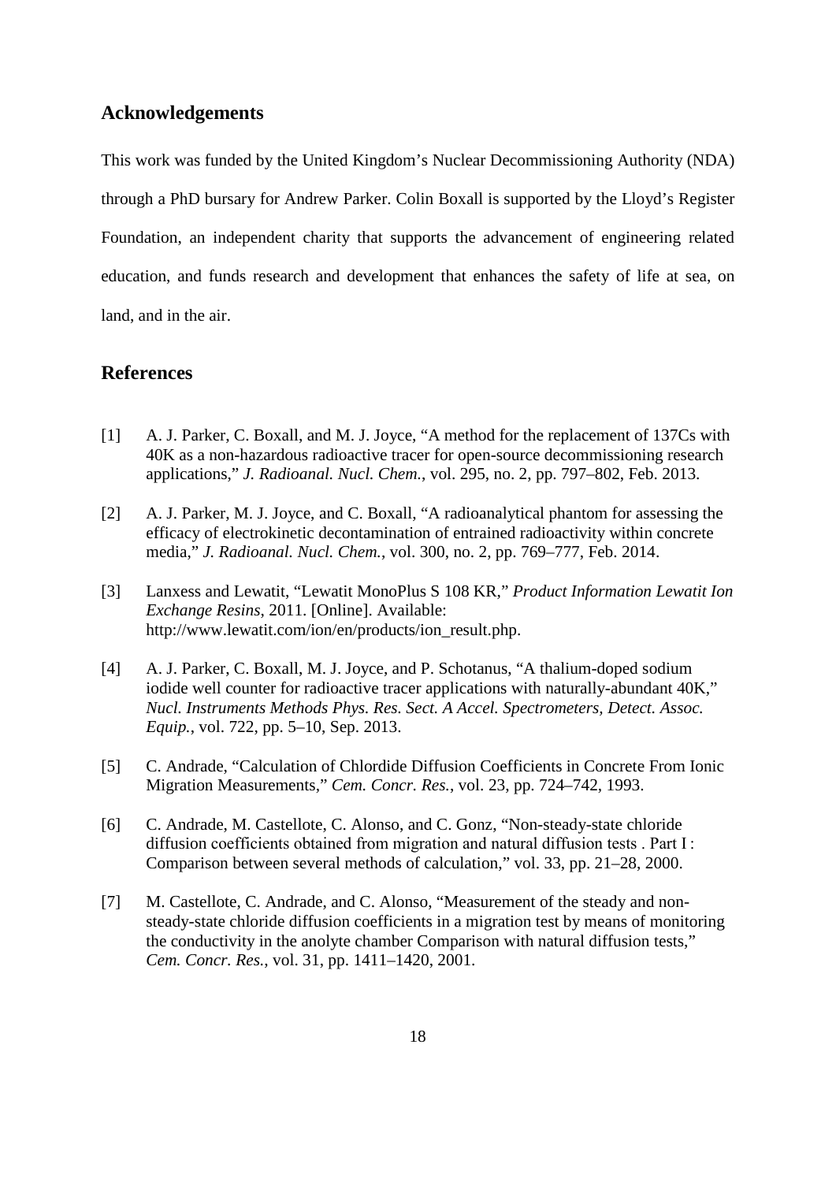## Acknowledgements

This work was funded by the United Kingdom's Nuclear Decommissioning Authority (NDA) through a PhD bursary for Andrew Parker. Colin Boxall is supported by the Lloyd's Register Foundation, an independent charity that supports the advancement of engineering related education, and funds research and development that enhances the safety of life at sea, on land, and in the air.

## References

[1] A. J. Parker, C. Boxall, and M. J. Joyce, "A method for the replacement of 137Cs with 40K as a non-hazardous radioactive tracer for open-source decommissioning research applications," *J. Radioanal. Nucl. Chem.*, vol. 295, no. 2, pp. 797–802, Feb. 2013.

[2] A. J. Parker, M. J. Joyce, and C. Boxall, "A radioanalytical phantom for assessing the efficacy of electrokinetic decontamination of entrained radioactivity within concrete media," *J. Radioanal. Nucl. Chem.*, vol. 300, no. 2, pp. 769–777, Feb. 2014.

[3] Lanxess and Lewatit, "Lewatit MonoPlus S 108 KR," *Product Information Lewatit Ion Exchange Resins*, 2011. [Online]. Available: http://www.lewatit.com/ion/en/products/ion_result.php.

[4] A. J. Parker, C. Boxall, M. J. Joyce, and P. Schotanus, "A thalium-doped sodium iodide well counter for radioactive tracer applications with naturally-abundant 40K," *Nucl. Instruments Methods Phys. Res. Sect. A Accel. Spectrometers, Detect. Assoc. Equip.*, vol. 722, pp. 5–10, Sep. 2013.

[5] C. Andrade, "Calculation of Chlordide Diffusion Coefficients in Concrete From Ionic Migration Measurements," *Cem. Concr. Res.*, vol. 23, pp. 724–742, 1993.

[6] C. Andrade, M. Castellote, C. Alonso, and C. Gonz, "Non-steady-state chloride diffusion coefficients obtained from migration and natural diffusion tests . Part I : Comparison between several methods of calculation," vol. 33, pp. 21–28, 2000.

[7] M. Castellote, C. Andrade, and C. Alonso, "Measurement of the steady and non-steady-state chloride diffusion coefficients in a migration test by means of monitoring the conductivity in the anolyte chamber Comparison with natural diffusion tests," *Cem. Concr. Res.*, vol. 31, pp. 1411–1420, 2001.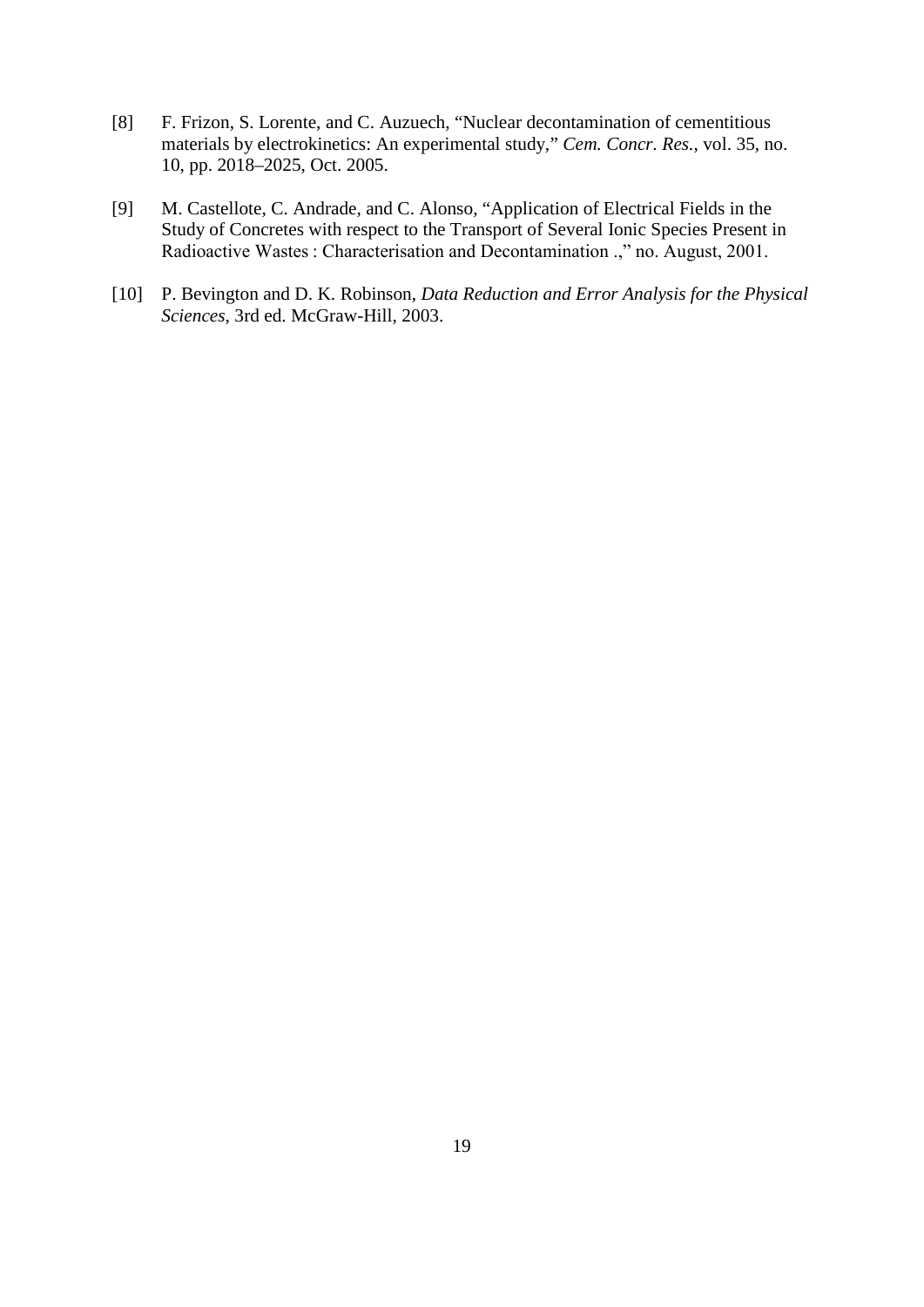[8] F. Frizon, S. Lorente, and C. Auzuech, "Nuclear decontamination of cementitious materials by electrokinetics: An experimental study," *Cem. Concr. Res.*, vol. 35, no. 10, pp. 2018–2025, Oct. 2005.

[9] M. Castellote, C. Andrade, and C. Alonso, "Application of Electrical Fields in the Study of Concretes with respect to the Transport of Several Ionic Species Present in Radioactive Wastes : Characterisation and Decontamination .," no. August, 2001.

[10] P. Bevington and D. K. Robinson, *Data Reduction and Error Analysis for the Physical Sciences*, 3rd ed. McGraw-Hill, 2003.